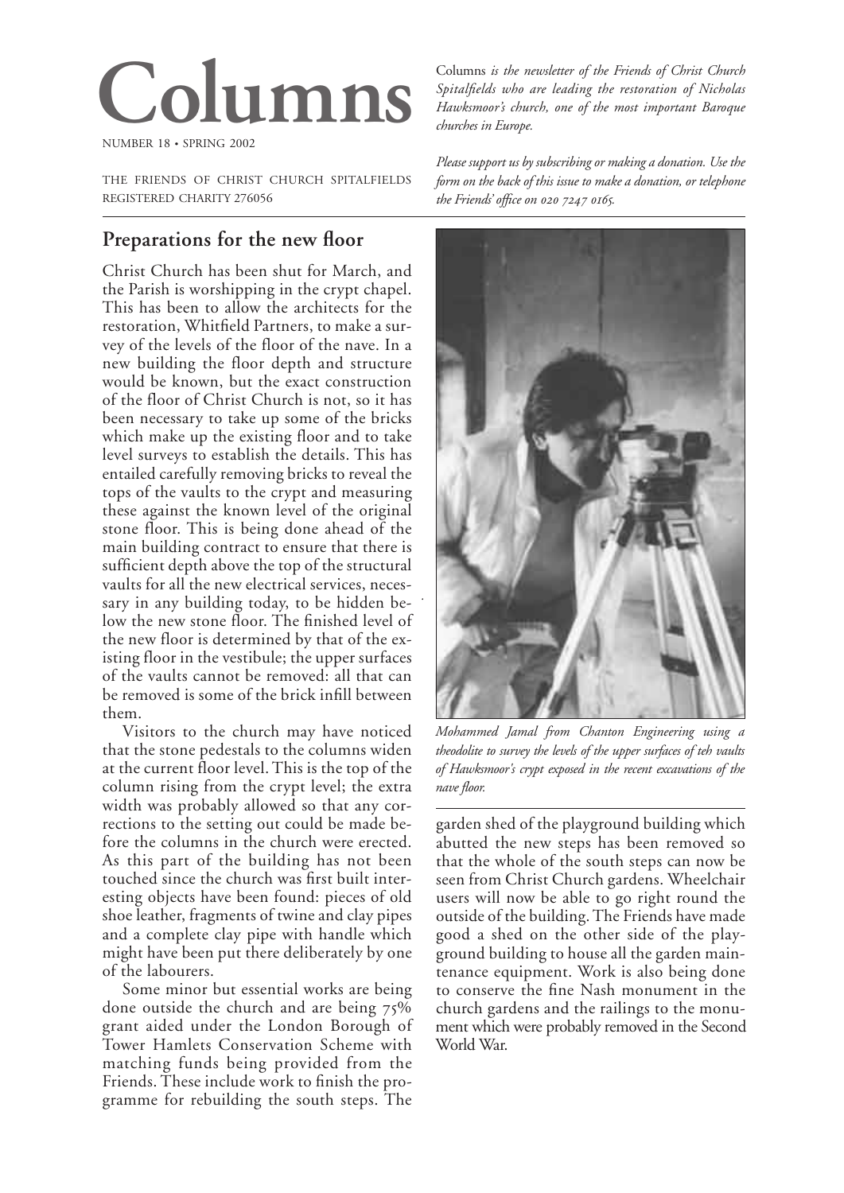# Columns

NUMBER 18 • SPRING 2002

THE FRIENDS OF CHRIST CHURCH SPITALFIELDS
REGISTERED CHARITY 276056

Columns *is the newsletter of the Friends of Christ Church Spitalfields who are leading the restoration of Nicholas Hawksmoor's church, one of the most important Baroque churches in Europe.*

*Please support us by subscribing or making a donation. Use the form on the back of this issue to make a donation, or telephone the Friends' office on 020 7247 0165.*

## Preparations for the new floor

Christ Church has been shut for March, and the Parish is worshipping in the crypt chapel. This has been to allow the architects for the restoration, Whitfield Partners, to make a survey of the levels of the floor of the nave. In a new building the floor depth and structure would be known, but the exact construction of the floor of Christ Church is not, so it has been necessary to take up some of the bricks which make up the existing floor and to take level surveys to establish the details. This has entailed carefully removing bricks to reveal the tops of the vaults to the crypt and measuring these against the known level of the original stone floor. This is being done ahead of the main building contract to ensure that there is sufficient depth above the top of the structural vaults for all the new electrical services, necessary in any building today, to be hidden below the new stone floor. The finished level of the new floor is determined by that of the existing floor in the vestibule; the upper surfaces of the vaults cannot be removed: all that can be removed is some of the brick infill between them.

Visitors to the church may have noticed that the stone pedestals to the columns widen at the current floor level. This is the top of the column rising from the crypt level; the extra width was probably allowed so that any corrections to the setting out could be made before the columns in the church were erected. As this part of the building has not been touched since the church was first built interesting objects have been found: pieces of old shoe leather, fragments of twine and clay pipes and a complete clay pipe with handle which might have been put there deliberately by one of the labourers.

Some minor but essential works are being done outside the church and are being 75% grant aided under the London Borough of Tower Hamlets Conservation Scheme with matching funds being provided from the Friends. These include work to finish the programme for rebuilding the south steps. The garden shed of the playground building which abutted the new steps has been removed so that the whole of the south steps can now be seen from Christ Church gardens. Wheelchair users will now be able to go right round the outside of the building. The Friends have made good a shed on the other side of the playground building to house all the garden maintenance equipment. Work is also being done to conserve the fine Nash monument in the church gardens and the railings to the monument which were probably removed in the Second World War.

*Mohammed Jamal from Chanton Engineering using a theodolite to survey the levels of the upper surfaces of teh vaults of Hawksmoor's crypt exposed in the recent excavations of the nave floor.*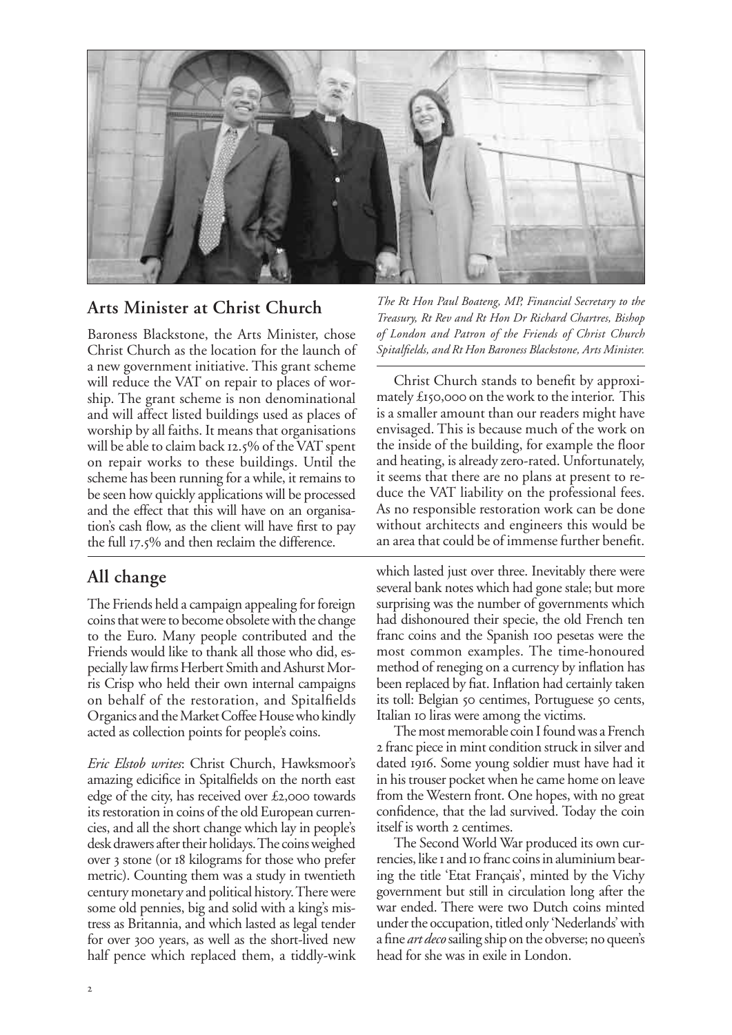## Arts Minister at Christ Church

*The Rt Hon Paul Boateng, MP, Financial Secretary to the Treasury, Rt Rev and Rt Hon Dr Richard Chartres, Bishop of London and Patron of the Friends of Christ Church Spitalfields, and Rt Hon Baroness Blackstone, Arts Minister.*

Baroness Blackstone, the Arts Minister, chose Christ Church as the location for the launch of a new government initiative. This grant scheme will reduce the VAT on repair to places of worship. The grant scheme is non denominational and will affect listed buildings used as places of worship by all faiths. It means that organisations will be able to claim back 12.5% of the VAT spent on repair works to these buildings. Until the scheme has been running for a while, it remains to be seen how quickly applications will be processed and the effect that this will have on an organisation's cash flow, as the client will have first to pay the full 17.5% and then reclaim the difference.

Christ Church stands to benefit by approximately £150,000 on the work to the interior. This is a smaller amount than our readers might have envisaged. This is because much of the work on the inside of the building, for example the floor and heating, is already zero-rated. Unfortunately, it seems that there are no plans at present to reduce the VAT liability on the professional fees. As no responsible restoration work can be done without architects and engineers this would be an area that could be of immense further benefit.

## All change

The Friends held a campaign appealing for foreign coins that were to become obsolete with the change to the Euro. Many people contributed and the Friends would like to thank all those who did, especially law firms Herbert Smith and Ashurst Morris Crisp who held their own internal campaigns on behalf of the restoration, and Spitalfields Organics and the Market Coffee House who kindly acted as collection points for people's coins.

*Eric Elstob writes*: Christ Church, Hawksmoor's amazing edicifice in Spitalfields on the north east edge of the city, has received over £2,000 towards its restoration in coins of the old European currencies, and all the short change which lay in people's desk drawers after their holidays. The coins weighed over 3 stone (or 18 kilograms for those who prefer metric). Counting them was a study in twentieth century monetary and political history. There were some old pennies, big and solid with a king's mistress as Britannia, and which lasted as legal tender for over 300 years, as well as the short-lived new half pence which replaced them, a tiddly-wink which lasted just over three. Inevitably there were several bank notes which had gone stale; but more surprising was the number of governments which had dishonoured their specie, the old French ten franc coins and the Spanish 100 pesetas were the most common examples. The time-honoured method of reneging on a currency by inflation has been replaced by fiat. Inflation had certainly taken its toll: Belgian 50 centimes, Portuguese 50 cents, Italian 10 liras were among the victims.

The most memorable coin I found was a French 2 franc piece in mint condition struck in silver and dated 1916. Some young soldier must have had it in his trouser pocket when he came home on leave from the Western front. One hopes, with no great confidence, that the lad survived. Today the coin itself is worth 2 centimes.

The Second World War produced its own currencies, like 1 and 10 franc coins in aluminium bearing the title 'Etat Français', minted by the Vichy government but still in circulation long after the war ended. There were two Dutch coins minted under the occupation, titled only 'Nederlands' with a fine *art deco* sailing ship on the obverse; no queen's head for she was in exile in London.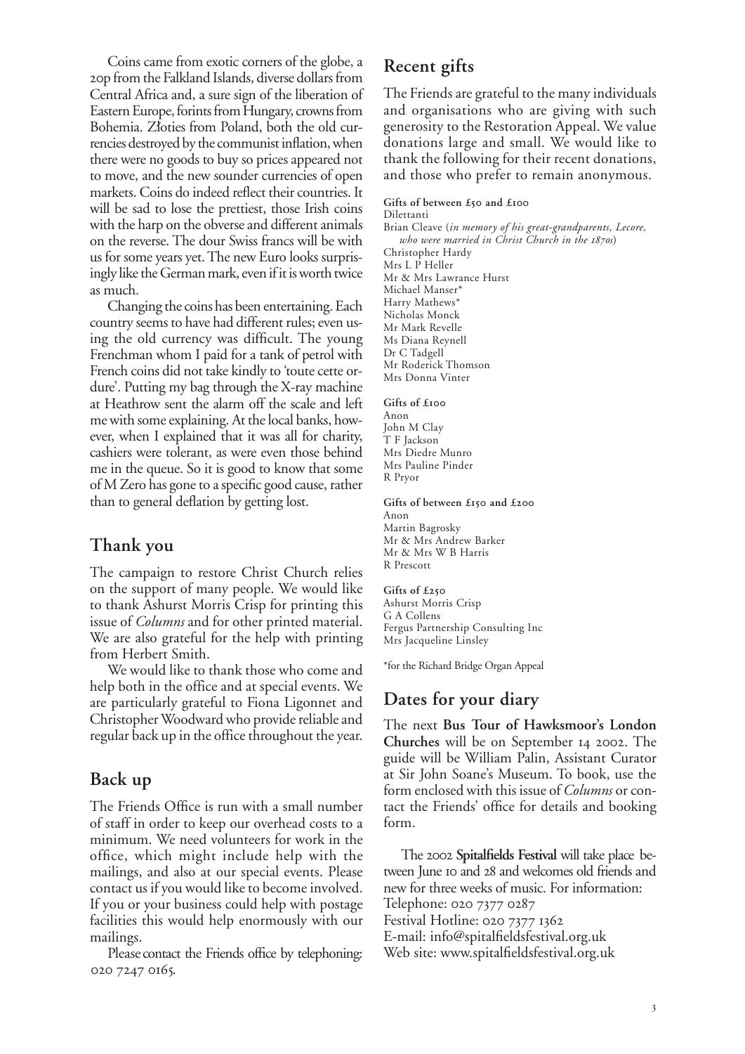Coins came from exotic corners of the globe, a 20p from the Falkland Islands, diverse dollars from Central Africa and, a sure sign of the liberation of Eastern Europe, forints from Hungary, crowns from Bohemia. Złoties from Poland, both the old currencies destroyed by the communist inflation, when there were no goods to buy so prices appeared not to move, and the new sounder currencies of open markets. Coins do indeed reflect their countries. It will be sad to lose the prettiest, those Irish coins with the harp on the obverse and different animals on the reverse. The dour Swiss francs will be with us for some years yet. The new Euro looks surprisingly like the German mark, even if it is worth twice as much.

Changing the coins has been entertaining. Each country seems to have had different rules; even using the old currency was difficult. The young Frenchman whom I paid for a tank of petrol with French coins did not take kindly to 'toute cette ordure'. Putting my bag through the X-ray machine at Heathrow sent the alarm off the scale and left me with some explaining. At the local banks, however, when I explained that it was all for charity, cashiers were tolerant, as were even those behind me in the queue. So it is good to know that some of M Zero has gone to a specific good cause, rather than to general deflation by getting lost.

## Thank you

The campaign to restore Christ Church relies on the support of many people. We would like to thank Ashurst Morris Crisp for printing this issue of *Columns* and for other printed material. We are also grateful for the help with printing from Herbert Smith.

We would like to thank those who come and help both in the office and at special events. We are particularly grateful to Fiona Ligonnet and Christopher Woodward who provide reliable and regular back up in the office throughout the year.

## Back up

The Friends Office is run with a small number of staff in order to keep our overhead costs to a minimum. We need volunteers for work in the office, which might include help with the mailings, and also at our special events. Please contact us if you would like to become involved. If you or your business could help with postage facilities this would help enormously with our mailings.

Please contact the Friends office by telephoning: 020 7247 0165.

## Recent gifts

The Friends are grateful to the many individuals and organisations who are giving with such generosity to the Restoration Appeal. We value donations large and small. We would like to thank the following for their recent donations, and those who prefer to remain anonymous.

**Gifts of between £50 and £100**

Dilettanti
Brian Cleave (*in memory of his great-grandparents, Lecore, who were married in Christ Church in the 1870s*)
Christopher Hardy
Mrs L P Heller
Mr & Mrs Lawrance Hurst
Michael Manser*
Harry Mathews*
Nicholas Monck
Mr Mark Revelle
Ms Diana Reynell
Dr C Tadgell
Mr Roderick Thomson
Mrs Donna Vinter

**Gifts of £100**

Anon
John M Clay
T F Jackson
Mrs Diedre Munro
Mrs Pauline Pinder
R Pryor

**Gifts of between £150 and £200**

Anon
Martin Bagrosky
Mr & Mrs Andrew Barker
Mr & Mrs W B Harris
R Prescott

**Gifts of £250**

Ashurst Morris Crisp
G A Collens
Fergus Partnership Consulting Inc
Mrs Jacqueline Linsley

*for the Richard Bridge Organ Appeal

## Dates for your diary

The next **Bus Tour of Hawksmoor's London Churches** will be on September 14 2002. The guide will be William Palin, Assistant Curator at Sir John Soane's Museum. To book, use the form enclosed with this issue of *Columns* or contact the Friends' office for details and booking form.

The 2002 **Spitalfields Festival** will take place between June 10 and 28 and welcomes old friends and new for three weeks of music. For information:
Telephone: 020 7377 0287
Festival Hotline: 020 7377 1362
E-mail: info@spitalfieldsfestival.org.uk
Web site: www.spitalfieldsfestival.org.uk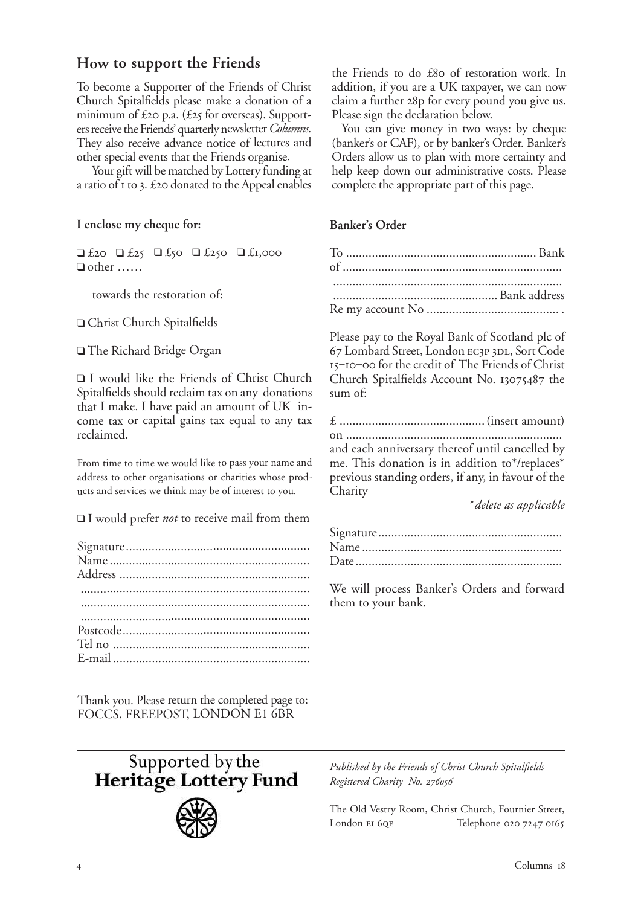## How to support the Friends

To become a Supporter of the Friends of Christ Church Spitalfields please make a donation of a minimum of £20 p.a. (£25 for overseas). Supporters receive the Friends' quarterly newsletter *Columns*. They also receive advance notice of lectures and other special events that the Friends organise.

Your gift will be matched by Lottery funding at a ratio of 1 to 3. £20 donated to the Appeal enables the Friends to do £80 of restoration work. In addition, if you are a UK taxpayer, we can now claim a further 28p for every pound you give us. Please sign the declaration below.

You can give money in two ways: by cheque (banker's or CAF), or by banker's Order. Banker's Orders allow us to plan with more certainty and help keep down our administrative costs. Please complete the appropriate part of this page.

---

**I enclose my cheque for:**

❑ £20 ❑ £25 ❑ £50 ❑ £250 ❑ £1,000
❑ other ……

towards the restoration of:

❑ Christ Church Spitalfields

❑ The Richard Bridge Organ

❑ I would like the Friends of Christ Church Spitalfields should reclaim tax on any donations that I make. I have paid an amount of UK income tax or capital gains tax equal to any tax reclaimed.

From time to time we would like to pass your name and address to other organisations or charities whose products and services we think may be of interest to you.

❑ I would prefer *not* to receive mail from them

Signature........................................................
Name.............................................................
Address..........................................................
.......................................................................
.......................................................................
.......................................................................
Postcode.........................................................
Tel no ............................................................
E-mail............................................................

Thank you. Please return the completed page to:
FOCCS, FREEPOST, LONDON E1 6BR

**Banker's Order**

To .......................................................... Bank
of ...................................................................
......................................................................
.................................................. Bank address
Re my account No ......................................... .

Please pay to the Royal Bank of Scotland plc of 67 Lombard Street, London EC3P 3DL, Sort Code 15–10–00 for the credit of The Friends of Christ Church Spitalfields Account No. 13075487 the sum of:

£ ............................................ (insert amount)
on ..................................................................
and each anniversary thereof until cancelled by me. This donation is in addition to*/replaces* previous standing orders, if any, in favour of the Charity

**delete as applicable*

Signature........................................................
Name.............................................................
Date...............................................................

We will process Banker's Orders and forward them to your bank.

---

Supported by the
**Heritage Lottery Fund**

*Published by the Friends of Christ Church Spitalfields*
*Registered Charity No. 276056*

The Old Vestry Room, Christ Church, Fournier Street, London E1 6QE Telephone 020 7247 0165